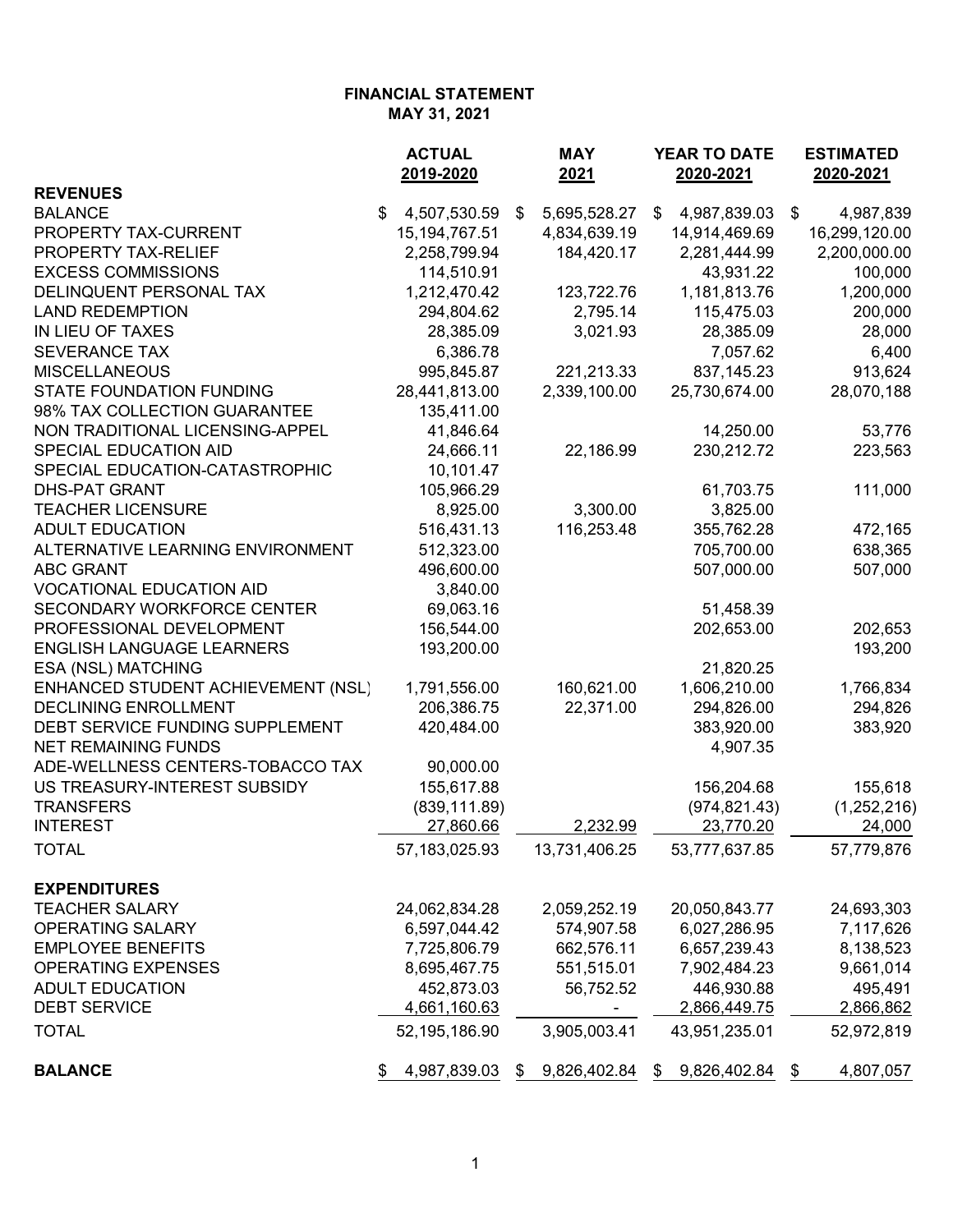**FINANCIAL STATEMENT**
**MAY 31, 2021**

| | ACTUAL 2019-2020 | MAY 2021 | YEAR TO DATE 2020-2021 | ESTIMATED 2020-2021 |
|---|---|---|---|---|
| **REVENUES** | | | | |
| BALANCE | $ 4,507,530.59 | $ 5,695,528.27 | $ 4,987,839.03 | $ 4,987,839 |
| PROPERTY TAX-CURRENT | 15,194,767.51 | 4,834,639.19 | 14,914,469.69 | 16,299,120.00 |
| PROPERTY TAX-RELIEF | 2,258,799.94 | 184,420.17 | 2,281,444.99 | 2,200,000.00 |
| EXCESS COMMISSIONS | 114,510.91 | | 43,931.22 | 100,000 |
| DELINQUENT PERSONAL TAX | 1,212,470.42 | 123,722.76 | 1,181,813.76 | 1,200,000 |
| LAND REDEMPTION | 294,804.62 | 2,795.14 | 115,475.03 | 200,000 |
| IN LIEU OF TAXES | 28,385.09 | 3,021.93 | 28,385.09 | 28,000 |
| SEVERANCE TAX | 6,386.78 | | 7,057.62 | 6,400 |
| MISCELLANEOUS | 995,845.87 | 221,213.33 | 837,145.23 | 913,624 |
| STATE FOUNDATION FUNDING | 28,441,813.00 | 2,339,100.00 | 25,730,674.00 | 28,070,188 |
| 98% TAX COLLECTION GUARANTEE | 135,411.00 | | | |
| NON TRADITIONAL LICENSING-APPEL | 41,846.64 | | 14,250.00 | 53,776 |
| SPECIAL EDUCATION AID | 24,666.11 | 22,186.99 | 230,212.72 | 223,563 |
| SPECIAL EDUCATION-CATASTROPHIC | 10,101.47 | | | |
| DHS-PAT GRANT | 105,966.29 | | 61,703.75 | 111,000 |
| TEACHER LICENSURE | 8,925.00 | 3,300.00 | 3,825.00 | |
| ADULT EDUCATION | 516,431.13 | 116,253.48 | 355,762.28 | 472,165 |
| ALTERNATIVE LEARNING ENVIRONMENT | 512,323.00 | | 705,700.00 | 638,365 |
| ABC GRANT | 496,600.00 | | 507,000.00 | 507,000 |
| VOCATIONAL EDUCATION AID | 3,840.00 | | | |
| SECONDARY WORKFORCE CENTER | 69,063.16 | | 51,458.39 | |
| PROFESSIONAL DEVELOPMENT | 156,544.00 | | 202,653.00 | 202,653 |
| ENGLISH LANGUAGE LEARNERS | 193,200.00 | | | 193,200 |
| ESA (NSL) MATCHING | | | 21,820.25 | |
| ENHANCED STUDENT ACHIEVEMENT (NSL) | 1,791,556.00 | 160,621.00 | 1,606,210.00 | 1,766,834 |
| DECLINING ENROLLMENT | 206,386.75 | 22,371.00 | 294,826.00 | 294,826 |
| DEBT SERVICE FUNDING SUPPLEMENT | 420,484.00 | | 383,920.00 | 383,920 |
| NET REMAINING FUNDS | | | 4,907.35 | |
| ADE-WELLNESS CENTERS-TOBACCO TAX | 90,000.00 | | | |
| US TREASURY-INTEREST SUBSIDY | 155,617.88 | | 156,204.68 | 155,618 |
| TRANSFERS | (839,111.89) | | (974,821.43) | (1,252,216) |
| INTEREST | 27,860.66 | 2,232.99 | 23,770.20 | 24,000 |
| TOTAL | 57,183,025.93 | 13,731,406.25 | 53,777,637.85 | 57,779,876 |
| **EXPENDITURES** | | | | |
| TEACHER SALARY | 24,062,834.28 | 2,059,252.19 | 20,050,843.77 | 24,693,303 |
| OPERATING SALARY | 6,597,044.42 | 574,907.58 | 6,027,286.95 | 7,117,626 |
| EMPLOYEE BENEFITS | 7,725,806.79 | 662,576.11 | 6,657,239.43 | 8,138,523 |
| OPERATING EXPENSES | 8,695,467.75 | 551,515.01 | 7,902,484.23 | 9,661,014 |
| ADULT EDUCATION | 452,873.03 | 56,752.52 | 446,930.88 | 495,491 |
| DEBT SERVICE | 4,661,160.63 | - | 2,866,449.75 | 2,866,862 |
| TOTAL | 52,195,186.90 | 3,905,003.41 | 43,951,235.01 | 52,972,819 |
| **BALANCE** | $ 4,987,839.03 | $ 9,826,402.84 | $ 9,826,402.84 | $ 4,807,057 |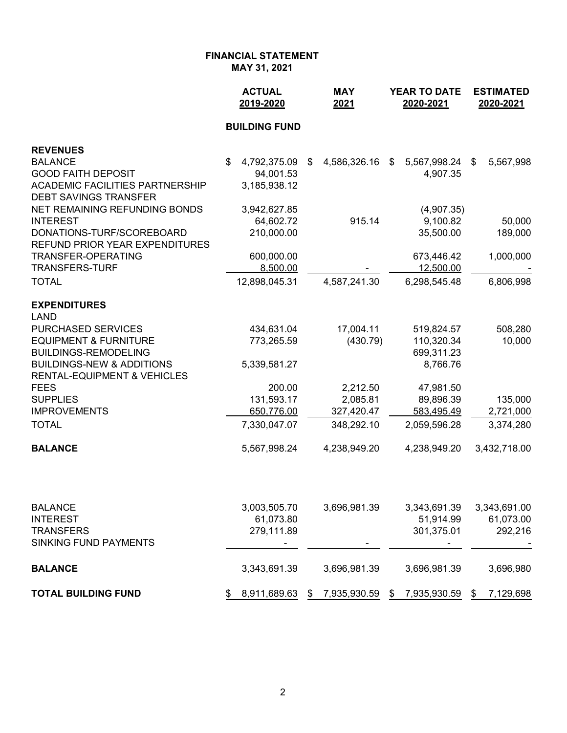**FINANCIAL STATEMENT**
**MAY 31, 2021**

| | ACTUAL 2019-2020 | MAY 2021 | YEAR TO DATE 2020-2021 | ESTIMATED 2020-2021 |
|---|---|---|---|---|
| | **BUILDING FUND** | | | |
| **REVENUES** | | | | |
| BALANCE | $ 4,792,375.09 | $ 4,586,326.16 | $ 5,567,998.24 | $ 5,567,998 |
| GOOD FAITH DEPOSIT | 94,001.53 | | 4,907.35 | |
| ACADEMIC FACILITIES PARTNERSHIP | 3,185,938.12 | | | |
| DEBT SAVINGS TRANSFER | | | | |
| NET REMAINING REFUNDING BONDS | 3,942,627.85 | | (4,907.35) | |
| INTEREST | 64,602.72 | 915.14 | 9,100.82 | 50,000 |
| DONATIONS-TURF/SCOREBOARD | 210,000.00 | | 35,500.00 | 189,000 |
| REFUND PRIOR YEAR EXPENDITURES | | | | |
| TRANSFER-OPERATING | 600,000.00 | | 673,446.42 | 1,000,000 |
| TRANSFERS-TURF | 8,500.00 | - | 12,500.00 | - |
| TOTAL | 12,898,045.31 | 4,587,241.30 | 6,298,545.48 | 6,806,998 |
| **EXPENDITURES** | | | | |
| LAND | | | | |
| PURCHASED SERVICES | 434,631.04 | 17,004.11 | 519,824.57 | 508,280 |
| EQUIPMENT & FURNITURE | 773,265.59 | (430.79) | 110,320.34 | 10,000 |
| BUILDINGS-REMODELING | | | 699,311.23 | |
| BUILDINGS-NEW & ADDITIONS | 5,339,581.27 | | 8,766.76 | |
| RENTAL-EQUIPMENT & VEHICLES | | | | |
| FEES | 200.00 | 2,212.50 | 47,981.50 | |
| SUPPLIES | 131,593.17 | 2,085.81 | 89,896.39 | 135,000 |
| IMPROVEMENTS | 650,776.00 | 327,420.47 | 583,495.49 | 2,721,000 |
| TOTAL | 7,330,047.07 | 348,292.10 | 2,059,596.28 | 3,374,280 |
| **BALANCE** | 5,567,998.24 | 4,238,949.20 | 4,238,949.20 | 3,432,718.00 |
| | | | | |
| BALANCE | 3,003,505.70 | 3,696,981.39 | 3,343,691.39 | 3,343,691.00 |
| INTEREST | 61,073.80 | | 51,914.99 | 61,073.00 |
| TRANSFERS | 279,111.89 | | 301,375.01 | 292,216 |
| SINKING FUND PAYMENTS | - | - | - | - |
| **BALANCE** | 3,343,691.39 | 3,696,981.39 | 3,696,981.39 | 3,696,980 |
| **TOTAL BUILDING FUND** | $ 8,911,689.63 | $ 7,935,930.59 | $ 7,935,930.59 | $ 7,129,698 |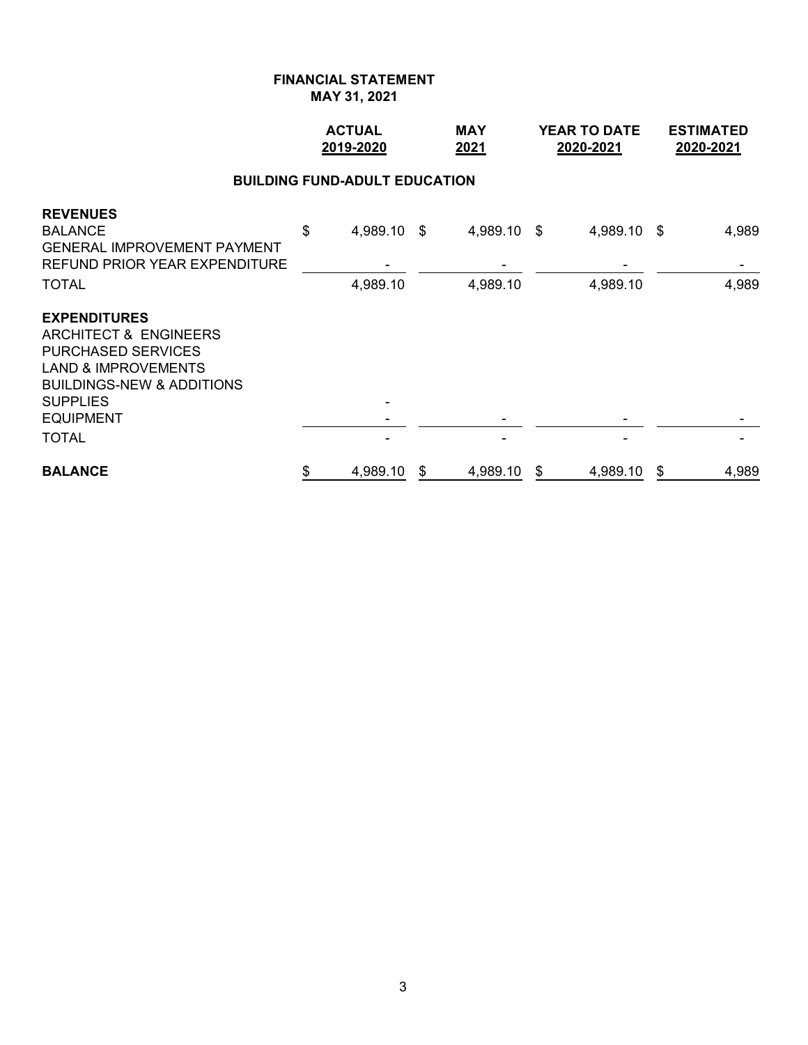**FINANCIAL STATEMENT**
**MAY 31, 2021**

| | ACTUAL 2019-2020 | MAY 2021 | YEAR TO DATE 2020-2021 | ESTIMATED 2020-2021 |
|---|---|---|---|---|
| **BUILDING FUND-ADULT EDUCATION** | | | | |
| **REVENUES** | | | | |
| BALANCE | $ 4,989.10 | $ 4,989.10 | $ 4,989.10 | $ 4,989 |
| GENERAL IMPROVEMENT PAYMENT | | | | |
| REFUND PRIOR YEAR EXPENDITURE | - | - | - | - |
| TOTAL | 4,989.10 | 4,989.10 | 4,989.10 | 4,989 |
| **EXPENDITURES** | | | | |
| ARCHITECT & ENGINEERS | | | | |
| PURCHASED SERVICES | | | | |
| LAND & IMPROVEMENTS | | | | |
| BUILDINGS-NEW & ADDITIONS | | | | |
| SUPPLIES | - | | | |
| EQUIPMENT | - | - | - | - |
| TOTAL | - | - | - | - |
| **BALANCE** | $ 4,989.10 | $ 4,989.10 | $ 4,989.10 | $ 4,989 |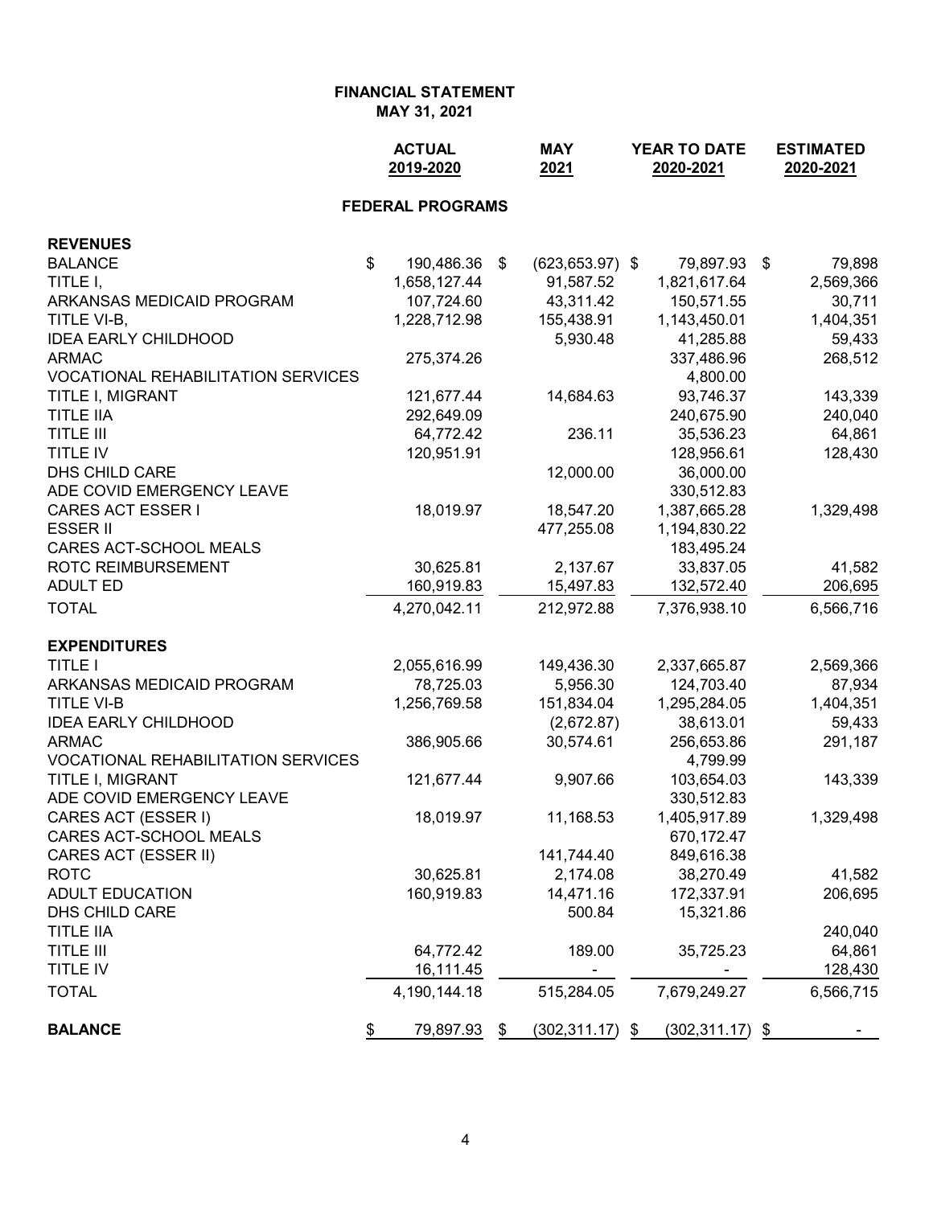# FINANCIAL STATEMENT
## MAY 31, 2021

| | ACTUAL 2019-2020 | MAY 2021 | YEAR TO DATE 2020-2021 | ESTIMATED 2020-2021 |
|---|---|---|---|---|
| **FEDERAL PROGRAMS** | | | | |
| **REVENUES** | | | | |
| BALANCE | $ 190,486.36 | $ (623,653.97) | $ 79,897.93 | $ 79,898 |
| TITLE I, | 1,658,127.44 | 91,587.52 | 1,821,617.64 | 2,569,366 |
| ARKANSAS MEDICAID PROGRAM | 107,724.60 | 43,311.42 | 150,571.55 | 30,711 |
| TITLE VI-B, | 1,228,712.98 | 155,438.91 | 1,143,450.01 | 1,404,351 |
| IDEA EARLY CHILDHOOD | | 5,930.48 | 41,285.88 | 59,433 |
| ARMAC | 275,374.26 | | 337,486.96 | 268,512 |
| VOCATIONAL REHABILITATION SERVICES | | | 4,800.00 | |
| TITLE I, MIGRANT | 121,677.44 | 14,684.63 | 93,746.37 | 143,339 |
| TITLE IIA | 292,649.09 | | 240,675.90 | 240,040 |
| TITLE III | 64,772.42 | 236.11 | 35,536.23 | 64,861 |
| TITLE IV | 120,951.91 | | 128,956.61 | 128,430 |
| DHS CHILD CARE | | 12,000.00 | 36,000.00 | |
| ADE COVID EMERGENCY LEAVE | | | 330,512.83 | |
| CARES ACT ESSER I | 18,019.97 | 18,547.20 | 1,387,665.28 | 1,329,498 |
| ESSER II | | 477,255.08 | 1,194,830.22 | |
| CARES ACT-SCHOOL MEALS | | | 183,495.24 | |
| ROTC REIMBURSEMENT | 30,625.81 | 2,137.67 | 33,837.05 | 41,582 |
| ADULT ED | 160,919.83 | 15,497.83 | 132,572.40 | 206,695 |
| TOTAL | 4,270,042.11 | 212,972.88 | 7,376,938.10 | 6,566,716 |
| **EXPENDITURES** | | | | |
| TITLE I | 2,055,616.99 | 149,436.30 | 2,337,665.87 | 2,569,366 |
| ARKANSAS MEDICAID PROGRAM | 78,725.03 | 5,956.30 | 124,703.40 | 87,934 |
| TITLE VI-B | 1,256,769.58 | 151,834.04 | 1,295,284.05 | 1,404,351 |
| IDEA EARLY CHILDHOOD | | (2,672.87) | 38,613.01 | 59,433 |
| ARMAC | 386,905.66 | 30,574.61 | 256,653.86 | 291,187 |
| VOCATIONAL REHABILITATION SERVICES | | | 4,799.99 | |
| TITLE I, MIGRANT | 121,677.44 | 9,907.66 | 103,654.03 | 143,339 |
| ADE COVID EMERGENCY LEAVE | | | 330,512.83 | |
| CARES ACT (ESSER I) | 18,019.97 | 11,168.53 | 1,405,917.89 | 1,329,498 |
| CARES ACT-SCHOOL MEALS | | | 670,172.47 | |
| CARES ACT (ESSER II) | | 141,744.40 | 849,616.38 | |
| ROTC | 30,625.81 | 2,174.08 | 38,270.49 | 41,582 |
| ADULT EDUCATION | 160,919.83 | 14,471.16 | 172,337.91 | 206,695 |
| DHS CHILD CARE | | 500.84 | 15,321.86 | |
| TITLE IIA | | | | 240,040 |
| TITLE III | 64,772.42 | 189.00 | 35,725.23 | 64,861 |
| TITLE IV | 16,111.45 | - | - | 128,430 |
| TOTAL | 4,190,144.18 | 515,284.05 | 7,679,249.27 | 6,566,715 |
| **BALANCE** | $ 79,897.93 | $ (302,311.17) | $ (302,311.17) | $ - |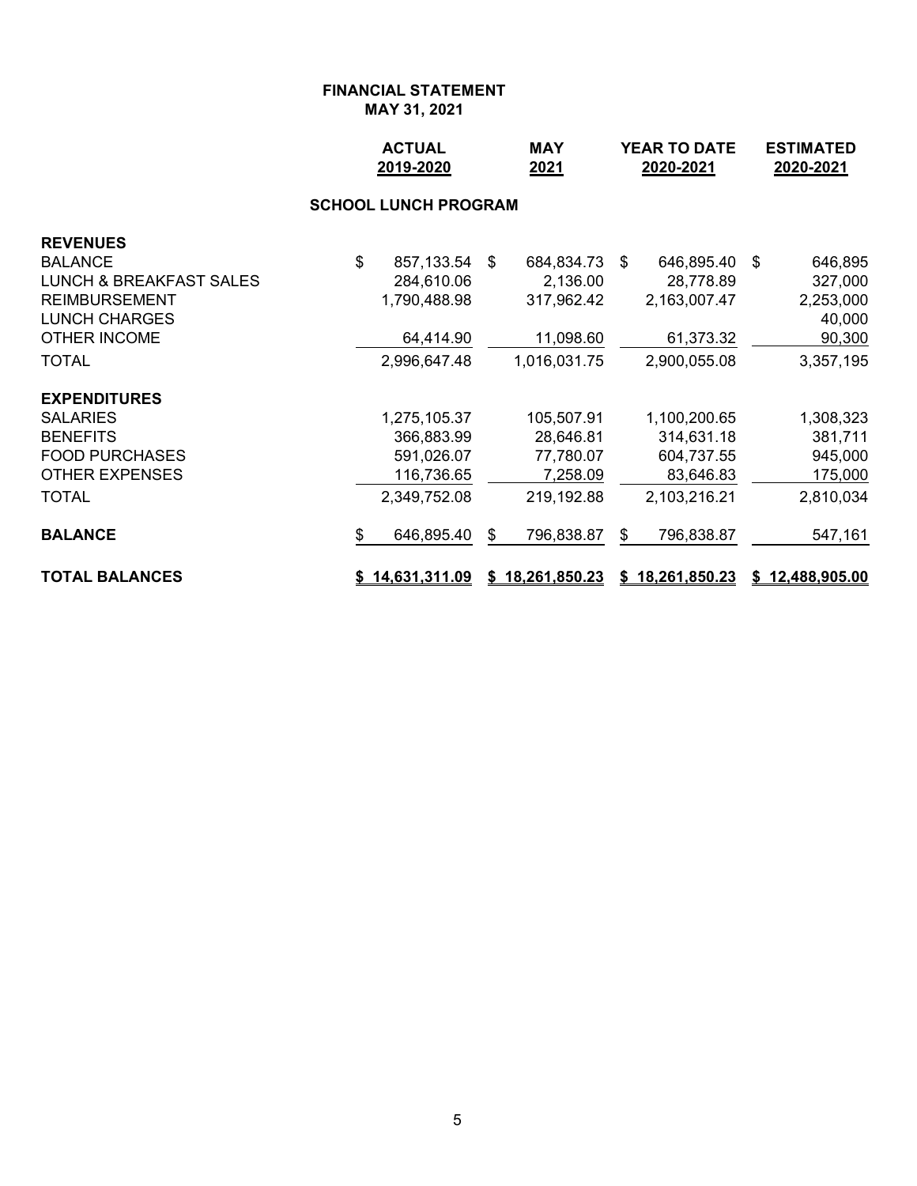**FINANCIAL STATEMENT**
**MAY 31, 2021**

| | ACTUAL 2019-2020 | MAY 2021 | YEAR TO DATE 2020-2021 | ESTIMATED 2020-2021 |
|---|---|---|---|---|
| **SCHOOL LUNCH PROGRAM** | | | | |
| **REVENUES** | | | | |
| BALANCE | $ 857,133.54 | $ 684,834.73 | $ 646,895.40 | $ 646,895 |
| LUNCH & BREAKFAST SALES | 284,610.06 | 2,136.00 | 28,778.89 | 327,000 |
| REIMBURSEMENT | 1,790,488.98 | 317,962.42 | 2,163,007.47 | 2,253,000 |
| LUNCH CHARGES | | | | 40,000 |
| OTHER INCOME | 64,414.90 | 11,098.60 | 61,373.32 | 90,300 |
| TOTAL | 2,996,647.48 | 1,016,031.75 | 2,900,055.08 | 3,357,195 |
| **EXPENDITURES** | | | | |
| SALARIES | 1,275,105.37 | 105,507.91 | 1,100,200.65 | 1,308,323 |
| BENEFITS | 366,883.99 | 28,646.81 | 314,631.18 | 381,711 |
| FOOD PURCHASES | 591,026.07 | 77,780.07 | 604,737.55 | 945,000 |
| OTHER EXPENSES | 116,736.65 | 7,258.09 | 83,646.83 | 175,000 |
| TOTAL | 2,349,752.08 | 219,192.88 | 2,103,216.21 | 2,810,034 |
| **BALANCE** | $ 646,895.40 | $ 796,838.87 | $ 796,838.87 | 547,161 |
| **TOTAL BALANCES** | **$ 14,631,311.09** | **$ 18,261,850.23** | **$ 18,261,850.23** | **$ 12,488,905.00** |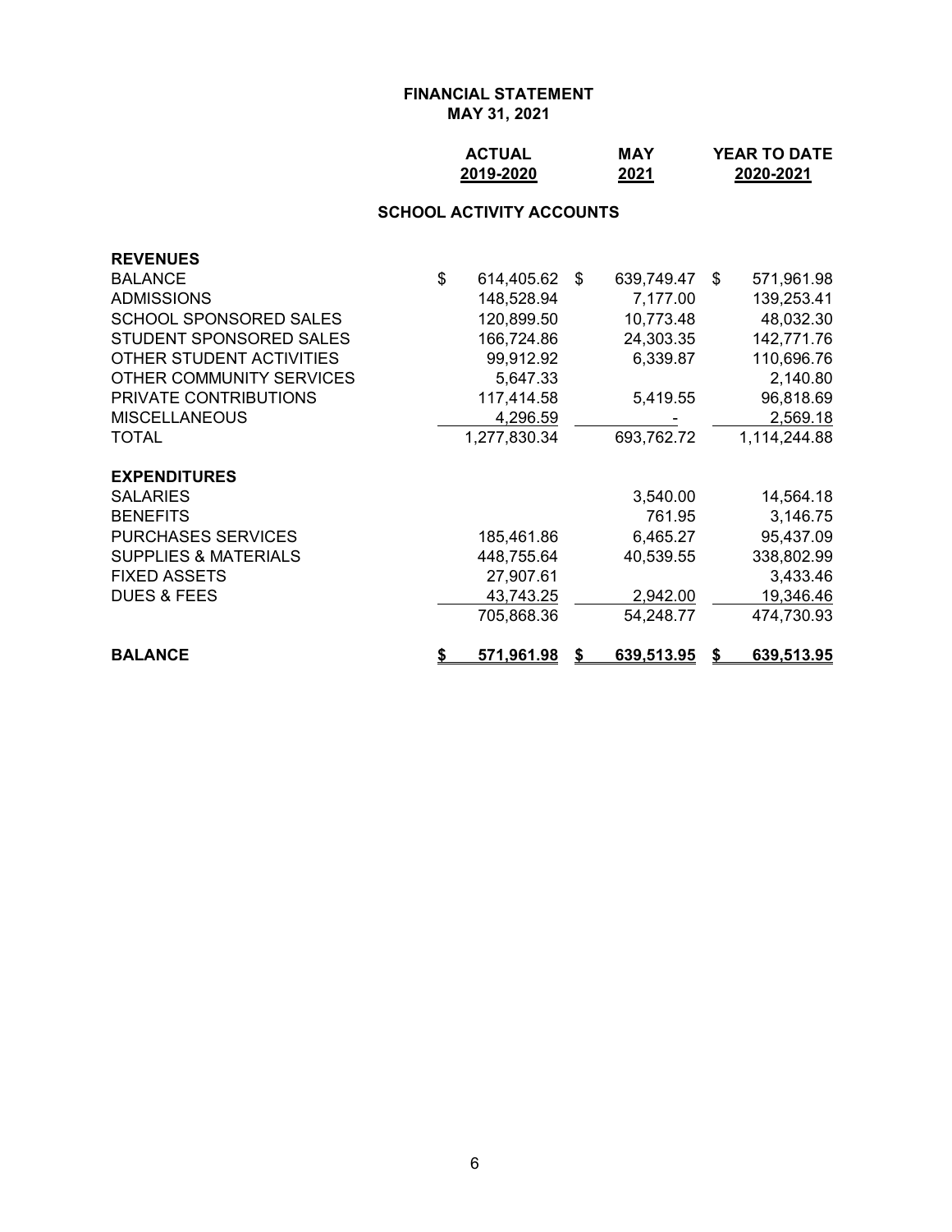# FINANCIAL STATEMENT
## MAY 31, 2021

### SCHOOL ACTIVITY ACCOUNTS

| | ACTUAL 2019-2020 | MAY 2021 | YEAR TO DATE 2020-2021 |
|---|---|---|---|
| **REVENUES** | | | |
| BALANCE | $ 614,405.62 | $ 639,749.47 | $ 571,961.98 |
| ADMISSIONS | 148,528.94 | 7,177.00 | 139,253.41 |
| SCHOOL SPONSORED SALES | 120,899.50 | 10,773.48 | 48,032.30 |
| STUDENT SPONSORED SALES | 166,724.86 | 24,303.35 | 142,771.76 |
| OTHER STUDENT ACTIVITIES | 99,912.92 | 6,339.87 | 110,696.76 |
| OTHER COMMUNITY SERVICES | 5,647.33 | | 2,140.80 |
| PRIVATE CONTRIBUTIONS | 117,414.58 | 5,419.55 | 96,818.69 |
| MISCELLANEOUS | 4,296.59 | - | 2,569.18 |
| TOTAL | 1,277,830.34 | 693,762.72 | 1,114,244.88 |
| **EXPENDITURES** | | | |
| SALARIES | | 3,540.00 | 14,564.18 |
| BENEFITS | | 761.95 | 3,146.75 |
| PURCHASES SERVICES | 185,461.86 | 6,465.27 | 95,437.09 |
| SUPPLIES & MATERIALS | 448,755.64 | 40,539.55 | 338,802.99 |
| FIXED ASSETS | 27,907.61 | | 3,433.46 |
| DUES & FEES | 43,743.25 | 2,942.00 | 19,346.46 |
| | 705,868.36 | 54,248.77 | 474,730.93 |
| **BALANCE** | **$ 571,961.98** | **$ 639,513.95** | **$ 639,513.95** |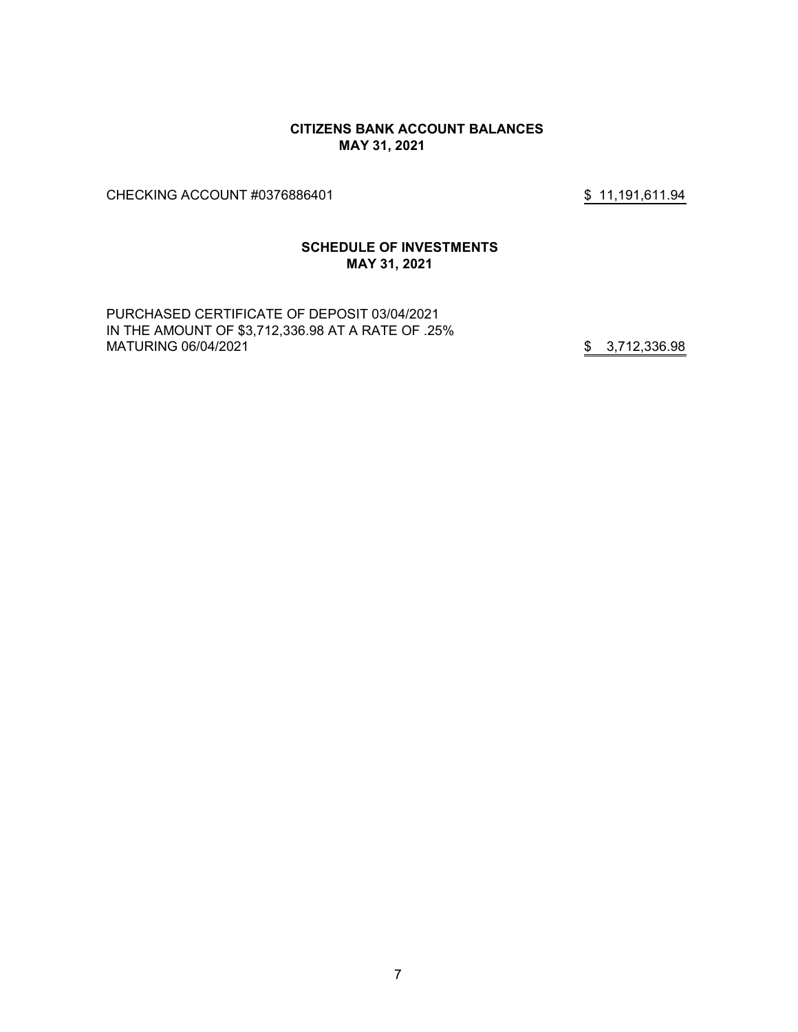## CITIZENS BANK ACCOUNT BALANCES
## MAY 31, 2021

| | |
|---|---|
| CHECKING ACCOUNT #0376886401 | \$ 11,191,611.94 |

## SCHEDULE OF INVESTMENTS
## MAY 31, 2021

| | |
|---|---|
| PURCHASED CERTIFICATE OF DEPOSIT 03/04/2021<br>IN THE AMOUNT OF \$3,712,336.98 AT A RATE OF .25%<br>MATURING 06/04/2021 | \$ 3,712,336.98 |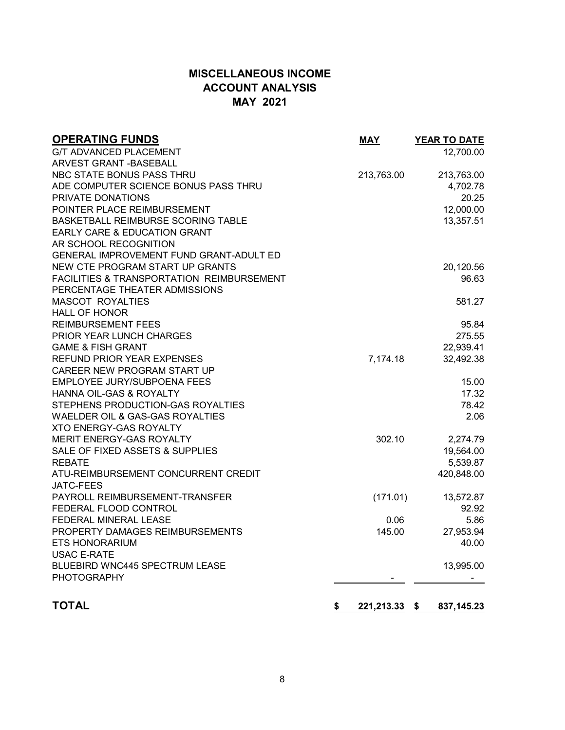# MISCELLANEOUS INCOME
# ACCOUNT ANALYSIS
# MAY 2021

| OPERATING FUNDS | MAY | YEAR TO DATE |
|---|---|---|
| G/T ADVANCED PLACEMENT | | 12,700.00 |
| ARVEST GRANT -BASEBALL | | |
| NBC STATE BONUS PASS THRU | 213,763.00 | 213,763.00 |
| ADE COMPUTER SCIENCE BONUS PASS THRU | | 4,702.78 |
| PRIVATE DONATIONS | | 20.25 |
| POINTER PLACE REIMBURSEMENT | | 12,000.00 |
| BASKETBALL REIMBURSE SCORING TABLE | | 13,357.51 |
| EARLY CARE & EDUCATION GRANT | | |
| AR SCHOOL RECOGNITION | | |
| GENERAL IMPROVEMENT FUND GRANT-ADULT ED | | |
| NEW CTE PROGRAM START UP GRANTS | | 20,120.56 |
| FACILITIES & TRANSPORTATION REIMBURSEMENT | | 96.63 |
| PERCENTAGE THEATER ADMISSIONS | | |
| MASCOT ROYALTIES | | 581.27 |
| HALL OF HONOR | | |
| REIMBURSEMENT FEES | | 95.84 |
| PRIOR YEAR LUNCH CHARGES | | 275.55 |
| GAME & FISH GRANT | | 22,939.41 |
| REFUND PRIOR YEAR EXPENSES | 7,174.18 | 32,492.38 |
| CAREER NEW PROGRAM START UP | | |
| EMPLOYEE JURY/SUBPOENA FEES | | 15.00 |
| HANNA OIL-GAS & ROYALTY | | 17.32 |
| STEPHENS PRODUCTION-GAS ROYALTIES | | 78.42 |
| WAELDER OIL & GAS-GAS ROYALTIES | | 2.06 |
| XTO ENERGY-GAS ROYALTY | | |
| MERIT ENERGY-GAS ROYALTY | 302.10 | 2,274.79 |
| SALE OF FIXED ASSETS & SUPPLIES | | 19,564.00 |
| REBATE | | 5,539.87 |
| ATU-REIMBURSEMENT CONCURRENT CREDIT | | 420,848.00 |
| JATC-FEES | | |
| PAYROLL REIMBURSEMENT-TRANSFER | (171.01) | 13,572.87 |
| FEDERAL FLOOD CONTROL | | 92.92 |
| FEDERAL MINERAL LEASE | 0.06 | 5.86 |
| PROPERTY DAMAGES REIMBURSEMENTS | 145.00 | 27,953.94 |
| ETS HONORARIUM | | 40.00 |
| USAC E-RATE | | |
| BLUEBIRD WNC445 SPECTRUM LEASE | | 13,995.00 |
| PHOTOGRAPHY | - | - |
| **TOTAL** | **$ 221,213.33** | **$ 837,145.23** |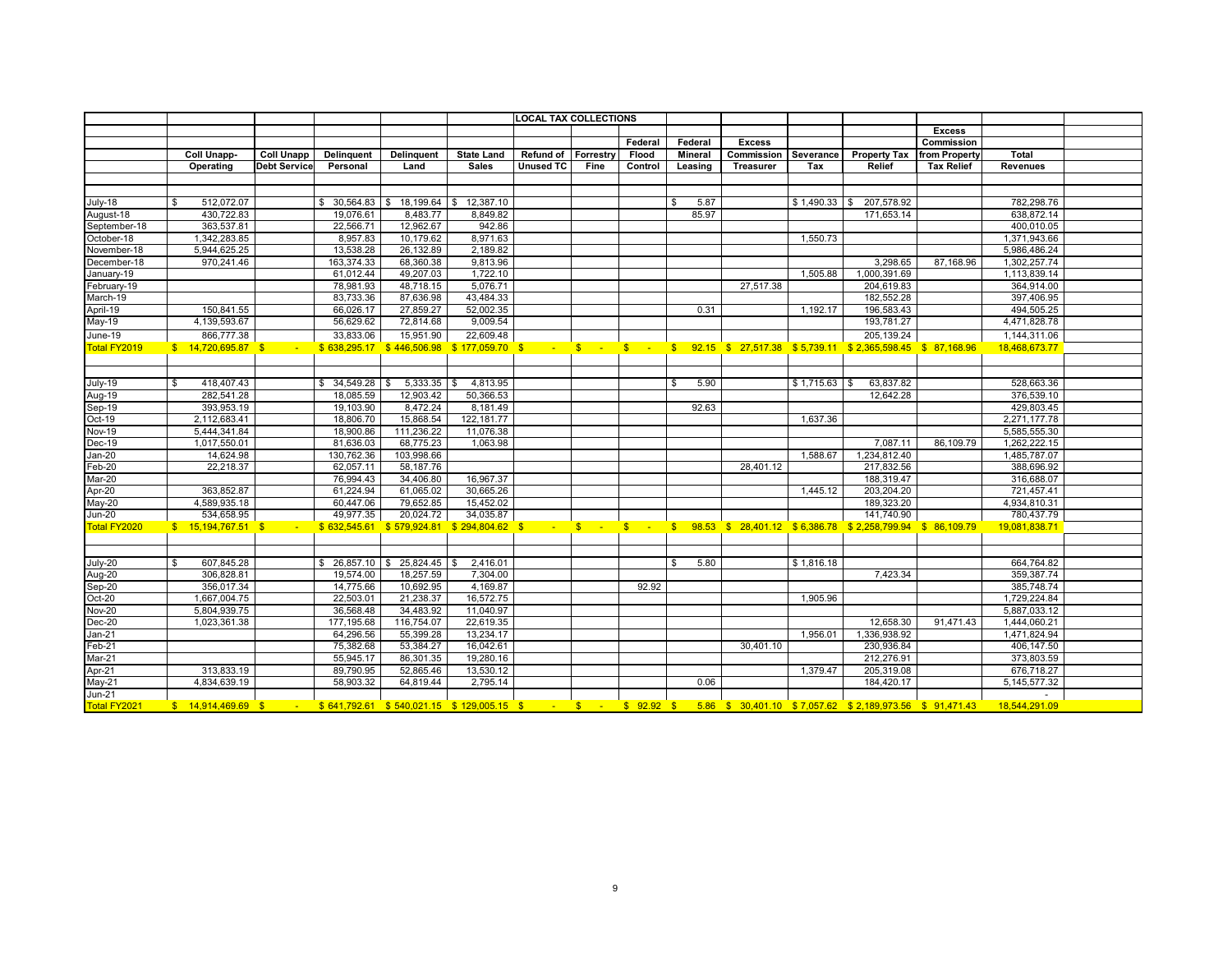| | | | | | | LOCAL TAX COLLECTIONS | | | | | | | | |
|---|---|---|---|---|---|---|---|---|---|---|---|---|---|---|
| | | | | | | | | Federal | Federal | Excess | | | Excess Commission | |
| | Coll Unapp-Operating | Coll Unapp Debt Service | Delinquent Personal | Delinquent Land | State Land Sales | Refund of Unused TC | Forrestry Fine | Flood Control | Mineral Leasing | Commission Treasurer | Severance Tax | Property Tax Relief | from Property Tax Relief | Total Revenues |
| July-18 | $ 512,072.07 | | $ 30,564.83 | $ 18,199.64 | $ 12,387.10 | | | | $ 5.87 | | $ 1,490.33 | $ 207,578.92 | | 782,298.76 |
| August-18 | 430,722.83 | | 19,076.61 | 8,483.77 | 8,849.82 | | | | 85.97 | | | 171,653.14 | | 638,872.14 |
| September-18 | 363,537.81 | | 22,566.71 | 12,962.67 | 942.86 | | | | | | | | | 400,010.05 |
| October-18 | 1,342,283.85 | | 8,957.83 | 10,179.62 | 8,971.63 | | | | | | 1,550.73 | | | 1,371,943.66 |
| November-18 | 5,944,625.25 | | 13,538.28 | 26,132.89 | 2,189.82 | | | | | | | | | 5,986,486.24 |
| December-18 | 970,241.46 | | 163,374.33 | 68,360.38 | 9,813.96 | | | | | | | 3,298.65 | 87,168.96 | 1,302,257.74 |
| January-19 | | | 61,012.44 | 49,207.03 | 1,722.10 | | | | | | 1,505.88 | 1,000,391.69 | | 1,113,839.14 |
| February-19 | | | 78,981.93 | 48,718.15 | 5,076.71 | | | | | 27,517.38 | | 204,619.83 | | 364,914.00 |
| March-19 | | | 83,733.36 | 87,636.98 | 43,484.33 | | | | | | | 182,552.28 | | 397,406.95 |
| April-19 | 150,841.55 | | 66,026.17 | 27,859.27 | 52,002.35 | | | | 0.31 | | 1,192.17 | 196,583.43 | | 494,505.25 |
| May-19 | 4,139,593.67 | | 56,629.62 | 72,814.68 | 9,009.54 | | | | | | | 193,781.27 | | 4,471,828.78 |
| June-19 | 866,777.38 | | 33,833.06 | 15,951.90 | 22,609.48 | | | | | | | 205,139.24 | | 1,144,311.06 |
| Total FY2019 | $ 14,720,695.87 | $ - | $ 638,295.17 | $ 446,506.98 | $ 177,059.70 | $ - | $ - | $ - | $ 92.15 | $ 27,517.38 | $ 5,739.11 | $ 2,365,598.45 | $ 87,168.96 | 18,468,673.77 |
| July-19 | $ 418,407.43 | | $ 34,549.28 | $ 5,333.35 | $ 4,813.95 | | | | $ 5.90 | | $ 1,715.63 | $ 63,837.82 | | 528,663.36 |
| Aug-19 | 282,541.28 | | 18,085.59 | 12,903.42 | 50,366.53 | | | | | | | 12,642.28 | | 376,539.10 |
| Sep-19 | 393,953.19 | | 19,103.90 | 8,472.24 | 8,181.49 | | | | 92.63 | | | | | 429,803.45 |
| Oct-19 | 2,112,683.41 | | 18,806.70 | 15,868.54 | 122,181.77 | | | | | | 1,637.36 | | | 2,271,177.78 |
| Nov-19 | 5,444,341.84 | | 18,900.86 | 111,236.22 | 11,076.38 | | | | | | | | | 5,585,555.30 |
| Dec-19 | 1,017,550.01 | | 81,636.03 | 68,775.23 | 1,063.98 | | | | | | | 7,087.11 | 86,109.79 | 1,262,222.15 |
| Jan-20 | 14,624.98 | | 130,762.36 | 103,998.66 | | | | | | | 1,588.67 | 1,234,812.40 | | 1,485,787.07 |
| Feb-20 | 22,218.37 | | 62,057.11 | 58,187.76 | | | | | | 28,401.12 | | 217,832.56 | | 388,696.92 |
| Mar-20 | | | 76,994.43 | 34,406.80 | 16,967.37 | | | | | | | 188,319.47 | | 316,688.07 |
| Apr-20 | 363,852.87 | | 61,224.94 | 61,065.02 | 30,665.26 | | | | | | 1,445.12 | 203,204.20 | | 721,457.41 |
| May-20 | 4,589,935.18 | | 60,447.06 | 79,652.85 | 15,452.02 | | | | | | | 189,323.20 | | 4,934,810.31 |
| Jun-20 | 534,658.95 | | 49,977.35 | 20,024.72 | 34,035.87 | | | | | | | 141,740.90 | | 780,437.79 |
| Total FY2020 | $ 15,194,767.51 | $ - | $ 632,545.61 | $ 579,924.81 | $ 294,804.62 | $ - | $ - | $ - | $ 98.53 | $ 28,401.12 | $ 6,386.78 | $ 2,258,799.94 | $ 86,109.79 | 19,081,838.71 |
| July-20 | $ 607,845.28 | | $ 26,857.10 | $ 25,824.45 | $ 2,416.01 | | | | $ 5.80 | | $ 1,816.18 | | | 664,764.82 |
| Aug-20 | 306,828.81 | | 19,574.00 | 18,257.59 | 7,304.00 | | | | | | | 7,423.34 | | 359,387.74 |
| Sep-20 | 356,017.34 | | 14,775.66 | 10,692.95 | 4,169.87 | | | 92.92 | | | | | | 385,748.74 |
| Oct-20 | 1,667,004.75 | | 22,503.01 | 21,238.37 | 16,572.75 | | | | | | 1,905.96 | | | 1,729,224.84 |
| Nov-20 | 5,804,939.75 | | 36,568.48 | 34,483.92 | 11,040.97 | | | | | | | | | 5,887,033.12 |
| Dec-20 | 1,023,361.38 | | 177,195.68 | 116,754.07 | 22,619.35 | | | | | | | 12,658.30 | 91,471.43 | 1,444,060.21 |
| Jan-21 | | | 64,296.56 | 55,399.28 | 13,234.17 | | | | | | 1,956.01 | 1,336,938.92 | | 1,471,824.94 |
| Feb-21 | | | 75,382.68 | 53,384.27 | 16,042.61 | | | | | 30,401.10 | | 230,936.84 | | 406,147.50 |
| Mar-21 | | | 55,945.17 | 86,301.35 | 19,280.16 | | | | | | | 212,276.91 | | 373,803.59 |
| Apr-21 | 313,833.19 | | 89,790.95 | 52,865.46 | 13,530.12 | | | | | | 1,379.47 | 205,319.08 | | 676,718.27 |
| May-21 | 4,834,639.19 | | 58,903.32 | 64,819.44 | 2,795.14 | | | | 0.06 | | | 184,420.17 | | 5,145,577.32 |
| Jun-21 | | | | | | | | | | | | | | - |
| Total FY2021 | $ 14,914,469.69 | $ - | $ 641,792.61 | $ 540,021.15 | $ 129,005.15 | $ - | $ - | $ 92.92 | $ 5.86 | $ 30,401.10 | $ 7,057.62 | $ 2,189,973.56 | $ 91,471.43 | 18,544,291.09 |